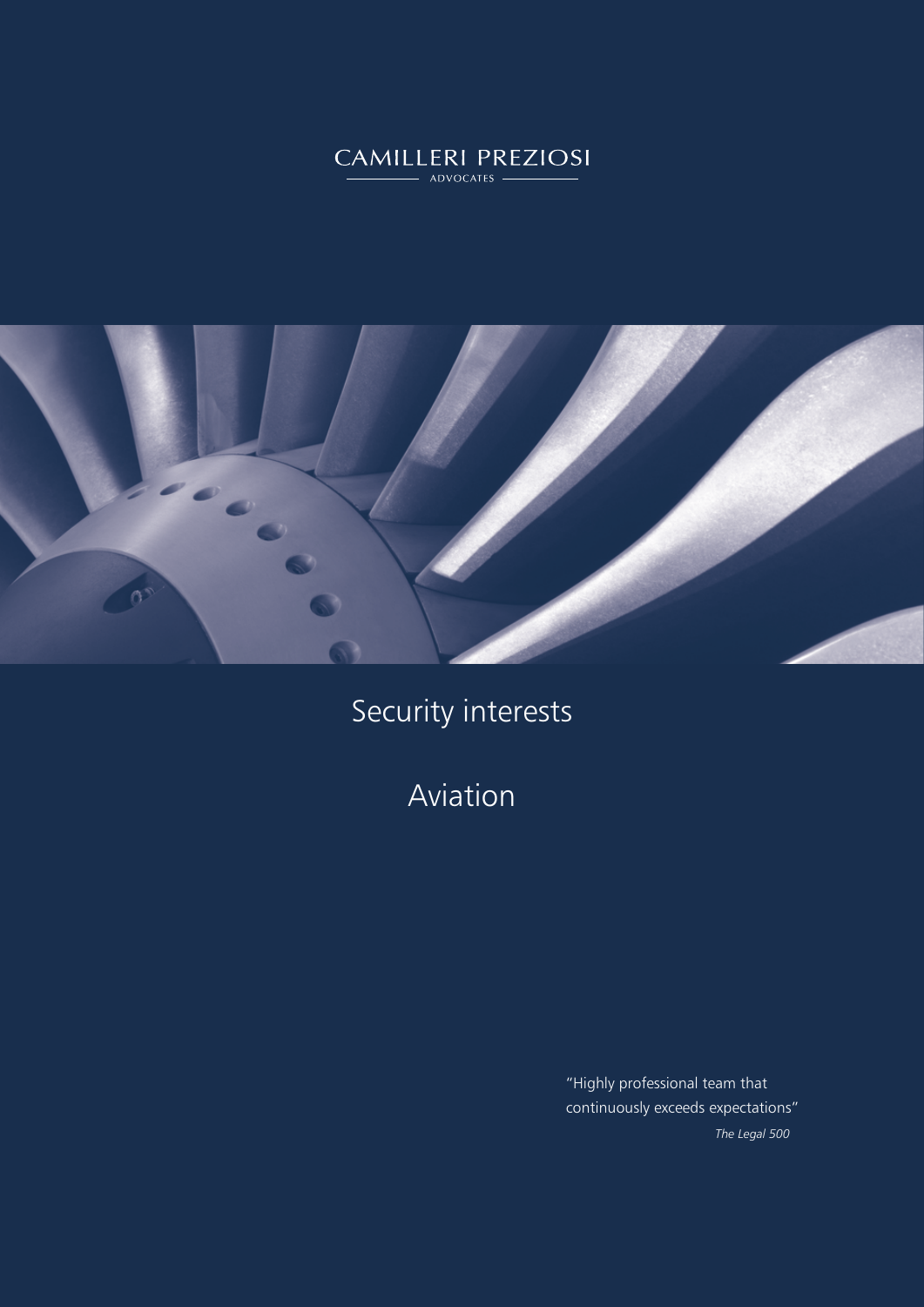CAMILLERI PREZIOSI

ADVOCATES

# Security interests

# Aviation

"Highly professional team that continuously exceeds expectations"

*The Legal 500*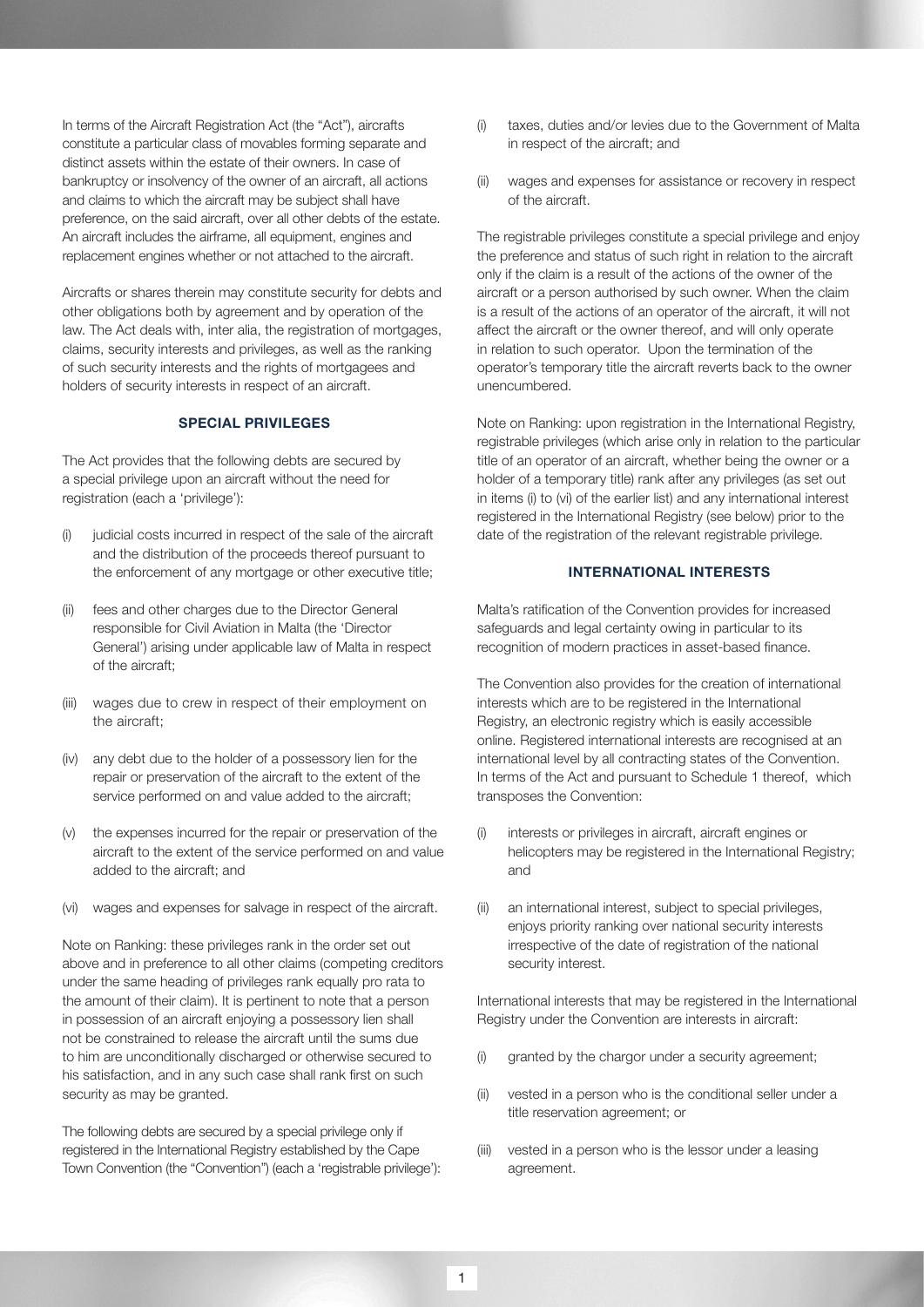In terms of the Aircraft Registration Act (the "Act"), aircrafts constitute a particular class of movables forming separate and distinct assets within the estate of their owners. In case of bankruptcy or insolvency of the owner of an aircraft, all actions and claims to which the aircraft may be subject shall have preference, on the said aircraft, over all other debts of the estate. An aircraft includes the airframe, all equipment, engines and replacement engines whether or not attached to the aircraft.

Aircrafts or shares therein may constitute security for debts and other obligations both by agreement and by operation of the law. The Act deals with, inter alia, the registration of mortgages, claims, security interests and privileges, as well as the ranking of such security interests and the rights of mortgagees and holders of security interests in respect of an aircraft.

## SPECIAL PRIVILEGES

The Act provides that the following debts are secured by a special privilege upon an aircraft without the need for registration (each a 'privilege'):

(i) judicial costs incurred in respect of the sale of the aircraft and the distribution of the proceeds thereof pursuant to the enforcement of any mortgage or other executive title;

(ii) fees and other charges due to the Director General responsible for Civil Aviation in Malta (the 'Director General') arising under applicable law of Malta in respect of the aircraft;

(iii) wages due to crew in respect of their employment on the aircraft;

(iv) any debt due to the holder of a possessory lien for the repair or preservation of the aircraft to the extent of the service performed on and value added to the aircraft;

(v) the expenses incurred for the repair or preservation of the aircraft to the extent of the service performed on and value added to the aircraft; and

(vi) wages and expenses for salvage in respect of the aircraft.

Note on Ranking: these privileges rank in the order set out above and in preference to all other claims (competing creditors under the same heading of privileges rank equally pro rata to the amount of their claim). It is pertinent to note that a person in possession of an aircraft enjoying a possessory lien shall not be constrained to release the aircraft until the sums due to him are unconditionally discharged or otherwise secured to his satisfaction, and in any such case shall rank first on such security as may be granted.

The following debts are secured by a special privilege only if registered in the International Registry established by the Cape Town Convention (the "Convention") (each a 'registrable privilege'):

(i) taxes, duties and/or levies due to the Government of Malta in respect of the aircraft; and

(ii) wages and expenses for assistance or recovery in respect of the aircraft.

The registrable privileges constitute a special privilege and enjoy the preference and status of such right in relation to the aircraft only if the claim is a result of the actions of the owner of the aircraft or a person authorised by such owner. When the claim is a result of the actions of an operator of the aircraft, it will not affect the aircraft or the owner thereof, and will only operate in relation to such operator. Upon the termination of the operator's temporary title the aircraft reverts back to the owner unencumbered.

Note on Ranking: upon registration in the International Registry, registrable privileges (which arise only in relation to the particular title of an operator of an aircraft, whether being the owner or a holder of a temporary title) rank after any privileges (as set out in items (i) to (vi) of the earlier list) and any international interest registered in the International Registry (see below) prior to the date of the registration of the relevant registrable privilege.

## INTERNATIONAL INTERESTS

Malta's ratification of the Convention provides for increased safeguards and legal certainty owing in particular to its recognition of modern practices in asset-based finance.

The Convention also provides for the creation of international interests which are to be registered in the International Registry, an electronic registry which is easily accessible online. Registered international interests are recognised at an international level by all contracting states of the Convention. In terms of the Act and pursuant to Schedule 1 thereof, which transposes the Convention:

(i) interests or privileges in aircraft, aircraft engines or helicopters may be registered in the International Registry; and

(ii) an international interest, subject to special privileges, enjoys priority ranking over national security interests irrespective of the date of registration of the national security interest.

International interests that may be registered in the International Registry under the Convention are interests in aircraft:

(i) granted by the chargor under a security agreement;

(ii) vested in a person who is the conditional seller under a title reservation agreement; or

(iii) vested in a person who is the lessor under a leasing agreement.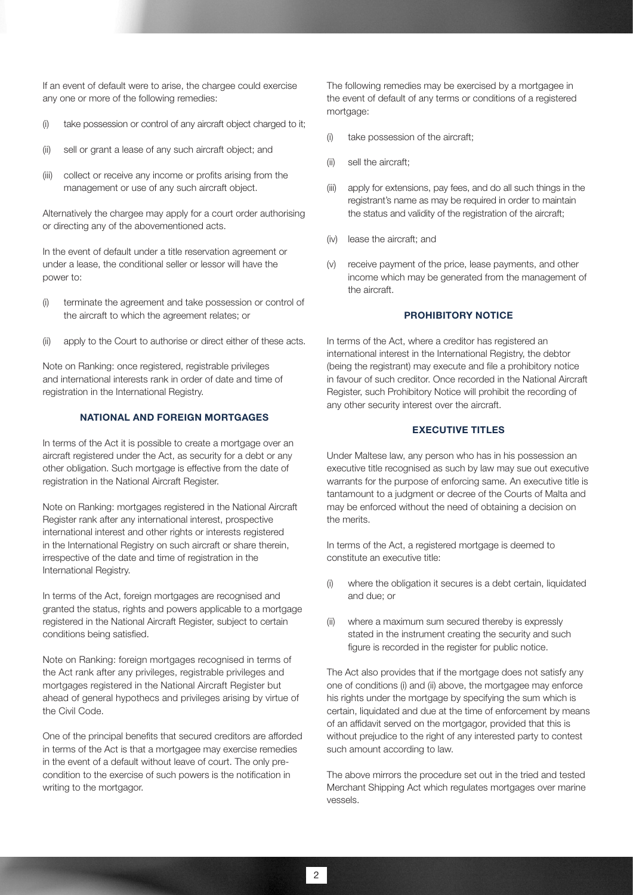If an event of default were to arise, the chargee could exercise any one or more of the following remedies:

(i) take possession or control of any aircraft object charged to it;

(ii) sell or grant a lease of any such aircraft object; and

(iii) collect or receive any income or profits arising from the management or use of any such aircraft object.

Alternatively the chargee may apply for a court order authorising or directing any of the abovementioned acts.

In the event of default under a title reservation agreement or under a lease, the conditional seller or lessor will have the power to:

(i) terminate the agreement and take possession or control of the aircraft to which the agreement relates; or

(ii) apply to the Court to authorise or direct either of these acts.

Note on Ranking: once registered, registrable privileges and international interests rank in order of date and time of registration in the International Registry.

## NATIONAL AND FOREIGN MORTGAGES

In terms of the Act it is possible to create a mortgage over an aircraft registered under the Act, as security for a debt or any other obligation. Such mortgage is effective from the date of registration in the National Aircraft Register.

Note on Ranking: mortgages registered in the National Aircraft Register rank after any international interest, prospective international interest and other rights or interests registered in the International Registry on such aircraft or share therein, irrespective of the date and time of registration in the International Registry.

In terms of the Act, foreign mortgages are recognised and granted the status, rights and powers applicable to a mortgage registered in the National Aircraft Register, subject to certain conditions being satisfied.

Note on Ranking: foreign mortgages recognised in terms of the Act rank after any privileges, registrable privileges and mortgages registered in the National Aircraft Register but ahead of general hypothecs and privileges arising by virtue of the Civil Code.

One of the principal benefits that secured creditors are afforded in terms of the Act is that a mortgagee may exercise remedies in the event of a default without leave of court. The only pre-condition to the exercise of such powers is the notification in writing to the mortgagor.

The following remedies may be exercised by a mortgagee in the event of default of any terms or conditions of a registered mortgage:

(i) take possession of the aircraft;

(ii) sell the aircraft;

(iii) apply for extensions, pay fees, and do all such things in the registrant's name as may be required in order to maintain the status and validity of the registration of the aircraft;

(iv) lease the aircraft; and

(v) receive payment of the price, lease payments, and other income which may be generated from the management of the aircraft.

## PROHIBITORY NOTICE

In terms of the Act, where a creditor has registered an international interest in the International Registry, the debtor (being the registrant) may execute and file a prohibitory notice in favour of such creditor. Once recorded in the National Aircraft Register, such Prohibitory Notice will prohibit the recording of any other security interest over the aircraft.

## EXECUTIVE TITLES

Under Maltese law, any person who has in his possession an executive title recognised as such by law may sue out executive warrants for the purpose of enforcing same. An executive title is tantamount to a judgment or decree of the Courts of Malta and may be enforced without the need of obtaining a decision on the merits.

In terms of the Act, a registered mortgage is deemed to constitute an executive title:

(i) where the obligation it secures is a debt certain, liquidated and due; or

(ii) where a maximum sum secured thereby is expressly stated in the instrument creating the security and such figure is recorded in the register for public notice.

The Act also provides that if the mortgage does not satisfy any one of conditions (i) and (ii) above, the mortgagee may enforce his rights under the mortgage by specifying the sum which is certain, liquidated and due at the time of enforcement by means of an affidavit served on the mortgagor, provided that this is without prejudice to the right of any interested party to contest such amount according to law.

The above mirrors the procedure set out in the tried and tested Merchant Shipping Act which regulates mortgages over marine vessels.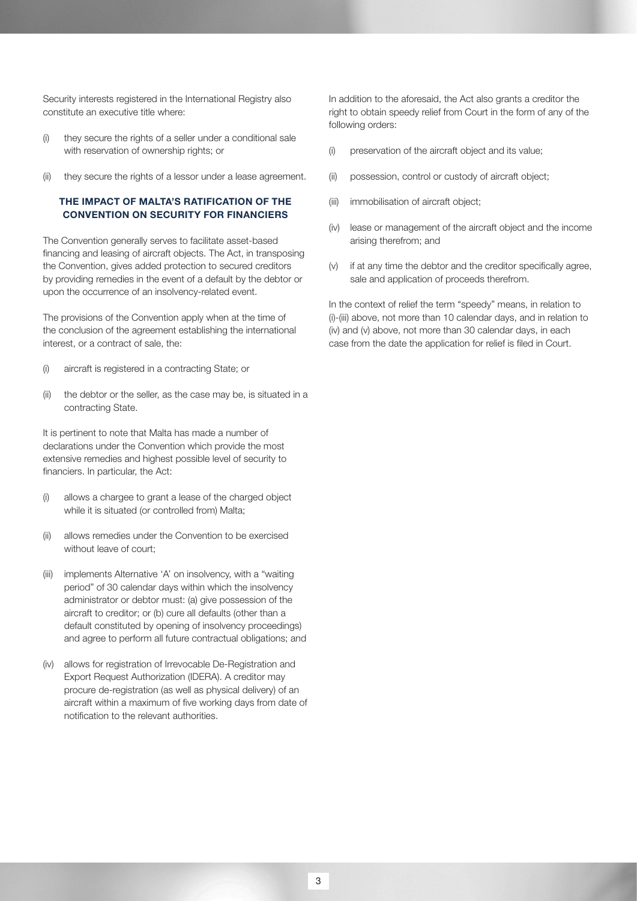Security interests registered in the International Registry also constitute an executive title where:

(i) they secure the rights of a seller under a conditional sale with reservation of ownership rights; or

(ii) they secure the rights of a lessor under a lease agreement.

## THE IMPACT OF MALTA'S RATIFICATION OF THE CONVENTION ON SECURITY FOR FINANCIERS

The Convention generally serves to facilitate asset-based financing and leasing of aircraft objects. The Act, in transposing the Convention, gives added protection to secured creditors by providing remedies in the event of a default by the debtor or upon the occurrence of an insolvency-related event.

The provisions of the Convention apply when at the time of the conclusion of the agreement establishing the international interest, or a contract of sale, the:

(i) aircraft is registered in a contracting State; or

(ii) the debtor or the seller, as the case may be, is situated in a contracting State.

It is pertinent to note that Malta has made a number of declarations under the Convention which provide the most extensive remedies and highest possible level of security to financiers. In particular, the Act:

(i) allows a chargee to grant a lease of the charged object while it is situated (or controlled from) Malta;

(ii) allows remedies under the Convention to be exercised without leave of court;

(iii) implements Alternative 'A' on insolvency, with a "waiting period" of 30 calendar days within which the insolvency administrator or debtor must: (a) give possession of the aircraft to creditor; or (b) cure all defaults (other than a default constituted by opening of insolvency proceedings) and agree to perform all future contractual obligations; and

(iv) allows for registration of Irrevocable De-Registration and Export Request Authorization (IDERA). A creditor may procure de-registration (as well as physical delivery) of an aircraft within a maximum of five working days from date of notification to the relevant authorities.

In addition to the aforesaid, the Act also grants a creditor the right to obtain speedy relief from Court in the form of any of the following orders:

(i) preservation of the aircraft object and its value;

(ii) possession, control or custody of aircraft object;

(iii) immobilisation of aircraft object;

(iv) lease or management of the aircraft object and the income arising therefrom; and

(v) if at any time the debtor and the creditor specifically agree, sale and application of proceeds therefrom.

In the context of relief the term "speedy" means, in relation to (i)-(iii) above, not more than 10 calendar days, and in relation to (iv) and (v) above, not more than 30 calendar days, in each case from the date the application for relief is filed in Court.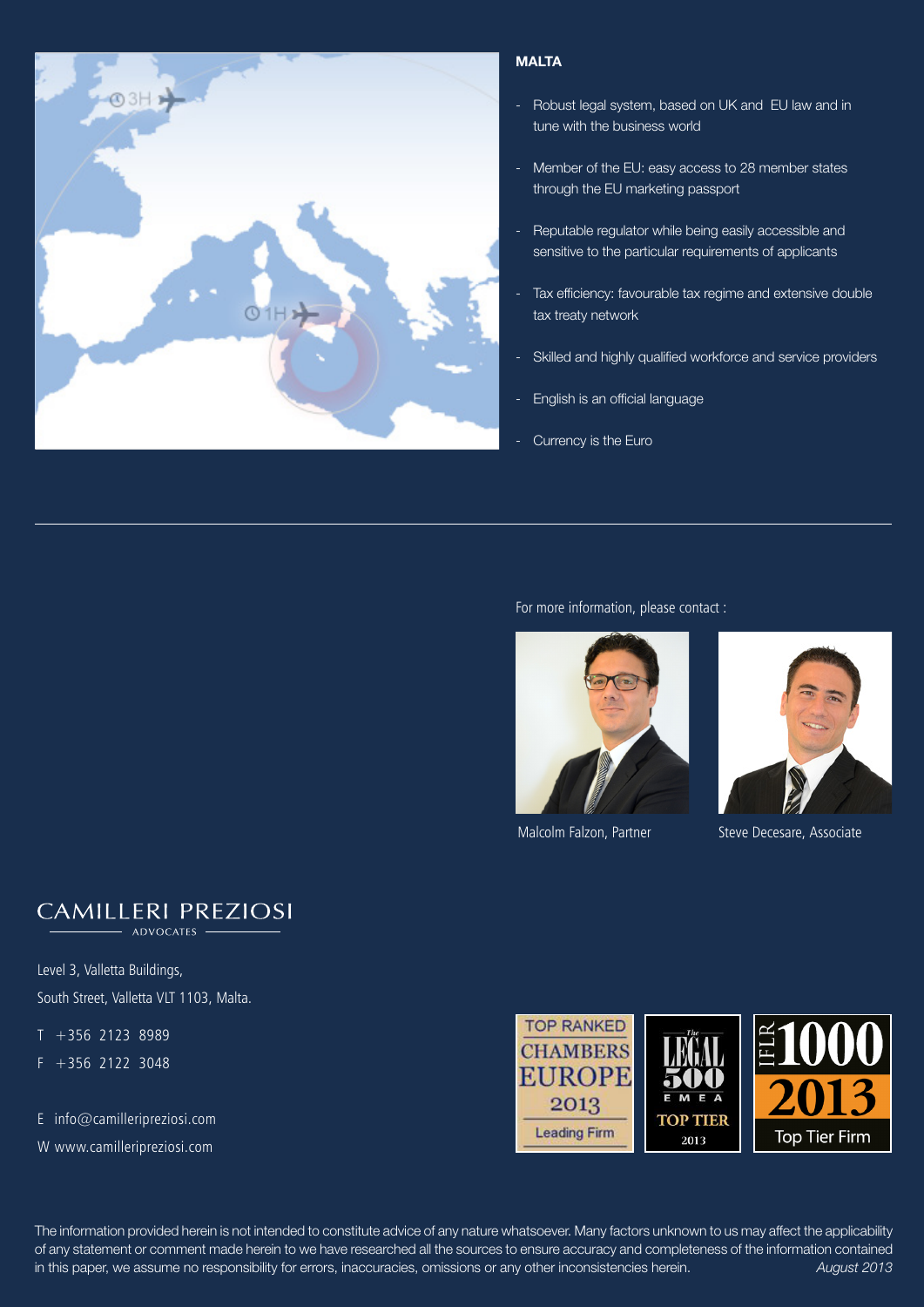## MALTA

- Robust legal system, based on UK and EU law and in tune with the business world
- Member of the EU: easy access to 28 member states through the EU marketing passport
- Reputable regulator while being easily accessible and sensitive to the particular requirements of applicants
- Tax efficiency: favourable tax regime and extensive double tax treaty network
- Skilled and highly qualified workforce and service providers
- English is an official language
- Currency is the Euro

---

For more information, please contact :

Malcolm Falzon, Partner

Steve Decesare, Associate

CAMILLERI PREZIOSI

ADVOCATES

Level 3, Valletta Buildings,
South Street, Valletta VLT 1103, Malta.

T +356 2123 8989
F +356 2122 3048

E info@camilleripreziosi.com
W www.camilleripreziosi.com

TOP RANKED CHAMBERS EUROPE 2013 Leading Firm

The LEGAL 500 EMEA TOP TIER 2013

IFLR 1000 2013 Top Tier Firm

The information provided herein is not intended to constitute advice of any nature whatsoever. Many factors unknown to us may affect the applicability of any statement or comment made herein to we have researched all the sources to ensure accuracy and completeness of the information contained in this paper, we assume no responsibility for errors, inaccuracies, omissions or any other inconsistencies herein. *August 2013*